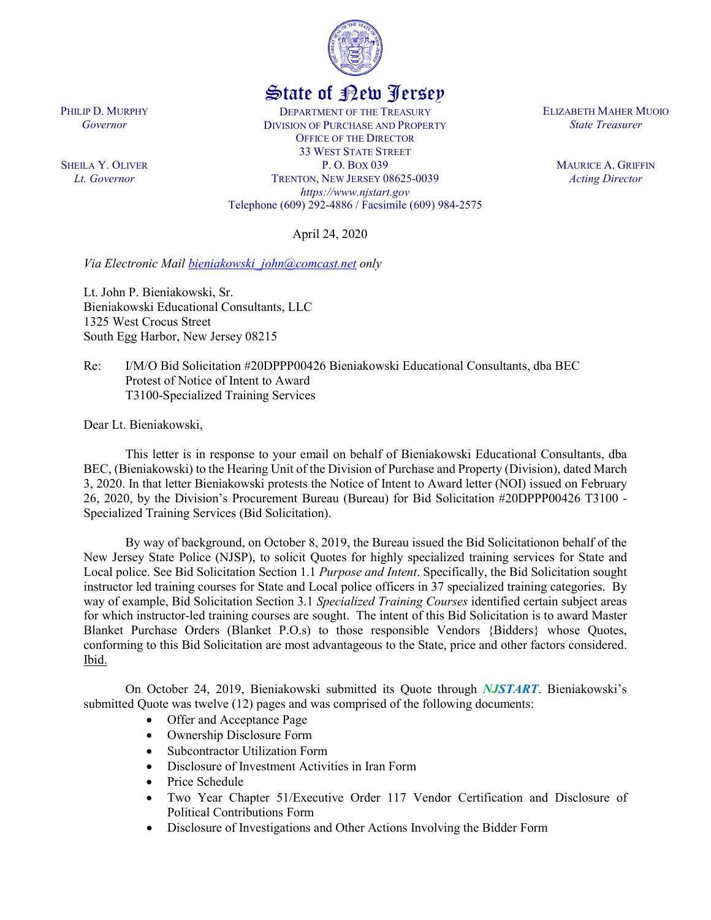# State of New Jersey

PHILIP D. MURPHY
*Governor*

SHEILA Y. OLIVER
*Lt. Governor*

DEPARTMENT OF THE TREASURY
DIVISION OF PURCHASE AND PROPERTY
OFFICE OF THE DIRECTOR
33 WEST STATE STREET
P. O. BOX 039
TRENTON, NEW JERSEY 08625-0039
*https://www.njstart.gov*
Telephone (609) 292-4886 / Facsimile (609) 984-2575

ELIZABETH MAHER MUOIO
*State Treasurer*

MAURICE A. GRIFFIN
*Acting Director*

April 24, 2020

*Via Electronic Mail bieniakowski_john@comcast.net only*

Lt. John P. Bieniakowski, Sr.
Bieniakowski Educational Consultants, LLC
1325 West Crocus Street
South Egg Harbor, New Jersey 08215

Re: I/M/O Bid Solicitation #20DPPP00426 Bieniakowski Educational Consultants, dba BEC
Protest of Notice of Intent to Award
T3100-Specialized Training Services

Dear Lt. Bieniakowski,

This letter is in response to your email on behalf of Bieniakowski Educational Consultants, dba BEC, (Bieniakowski) to the Hearing Unit of the Division of Purchase and Property (Division), dated March 3, 2020. In that letter Bieniakowski protests the Notice of Intent to Award letter (NOI) issued on February 26, 2020, by the Division's Procurement Bureau (Bureau) for Bid Solicitation #20DPPP00426 T3100 - Specialized Training Services (Bid Solicitation).

By way of background, on October 8, 2019, the Bureau issued the Bid Solicitationon behalf of the New Jersey State Police (NJSP), to solicit Quotes for highly specialized training services for State and Local police. See Bid Solicitation Section 1.1 *Purpose and Intent*. Specifically, the Bid Solicitation sought instructor led training courses for State and Local police officers in 37 specialized training categories. By way of example, Bid Solicitation Section 3.1 *Specialized Training Courses* identified certain subject areas for which instructor-led training courses are sought. The intent of this Bid Solicitation is to award Master Blanket Purchase Orders (Blanket P.O.s) to those responsible Vendors {Bidders} whose Quotes, conforming to this Bid Solicitation are most advantageous to the State, price and other factors considered. Ibid.

On October 24, 2019, Bieniakowski submitted its Quote through ***NJSTART***. Bieniakowski's submitted Quote was twelve (12) pages and was comprised of the following documents:

- Offer and Acceptance Page
- Ownership Disclosure Form
- Subcontractor Utilization Form
- Disclosure of Investment Activities in Iran Form
- Price Schedule
- Two Year Chapter 51/Executive Order 117 Vendor Certification and Disclosure of Political Contributions Form
- Disclosure of Investigations and Other Actions Involving the Bidder Form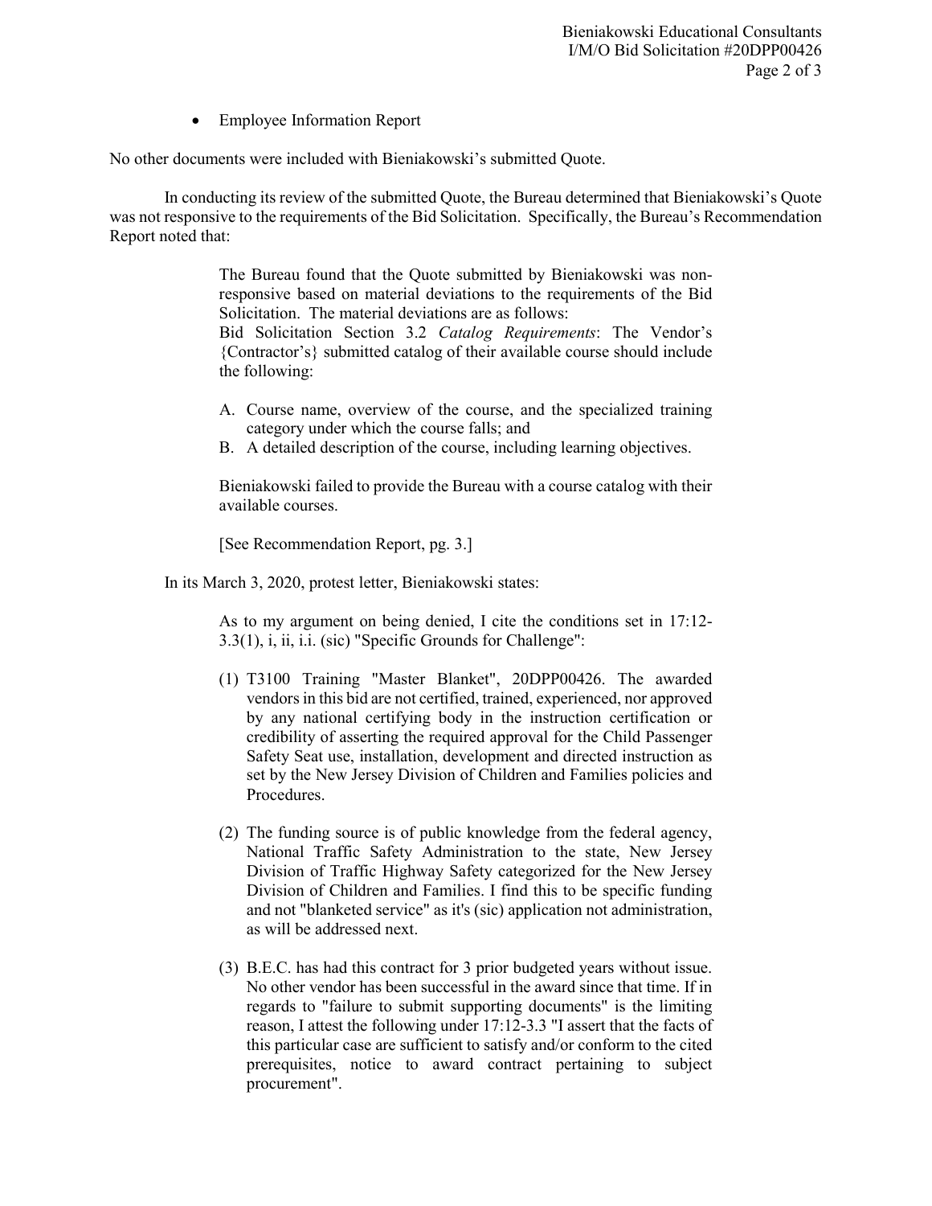- Employee Information Report

No other documents were included with Bieniakowski's submitted Quote.

In conducting its review of the submitted Quote, the Bureau determined that Bieniakowski's Quote was not responsive to the requirements of the Bid Solicitation. Specifically, the Bureau's Recommendation Report noted that:

> The Bureau found that the Quote submitted by Bieniakowski was non-responsive based on material deviations to the requirements of the Bid Solicitation. The material deviations are as follows:
> Bid Solicitation Section 3.2 *Catalog Requirements*: The Vendor's {Contractor's} submitted catalog of their available course should include the following:
>
> A. Course name, overview of the course, and the specialized training category under which the course falls; and
> B. A detailed description of the course, including learning objectives.
>
> Bieniakowski failed to provide the Bureau with a course catalog with their available courses.
>
> [See Recommendation Report, pg. 3.]

In its March 3, 2020, protest letter, Bieniakowski states:

> As to my argument on being denied, I cite the conditions set in 17:12-3.3(1), i, ii, i.i. (sic) "Specific Grounds for Challenge":
>
> (1) T3100 Training "Master Blanket", 20DPP00426. The awarded vendors in this bid are not certified, trained, experienced, nor approved by any national certifying body in the instruction certification or credibility of asserting the required approval for the Child Passenger Safety Seat use, installation, development and directed instruction as set by the New Jersey Division of Children and Families policies and Procedures.
>
> (2) The funding source is of public knowledge from the federal agency, National Traffic Safety Administration to the state, New Jersey Division of Traffic Highway Safety categorized for the New Jersey Division of Children and Families. I find this to be specific funding and not "blanketed service" as it's (sic) application not administration, as will be addressed next.
>
> (3) B.E.C. has had this contract for 3 prior budgeted years without issue. No other vendor has been successful in the award since that time. If in regards to "failure to submit supporting documents" is the limiting reason, I attest the following under 17:12-3.3 "I assert that the facts of this particular case are sufficient to satisfy and/or conform to the cited prerequisites, notice to award contract pertaining to subject procurement".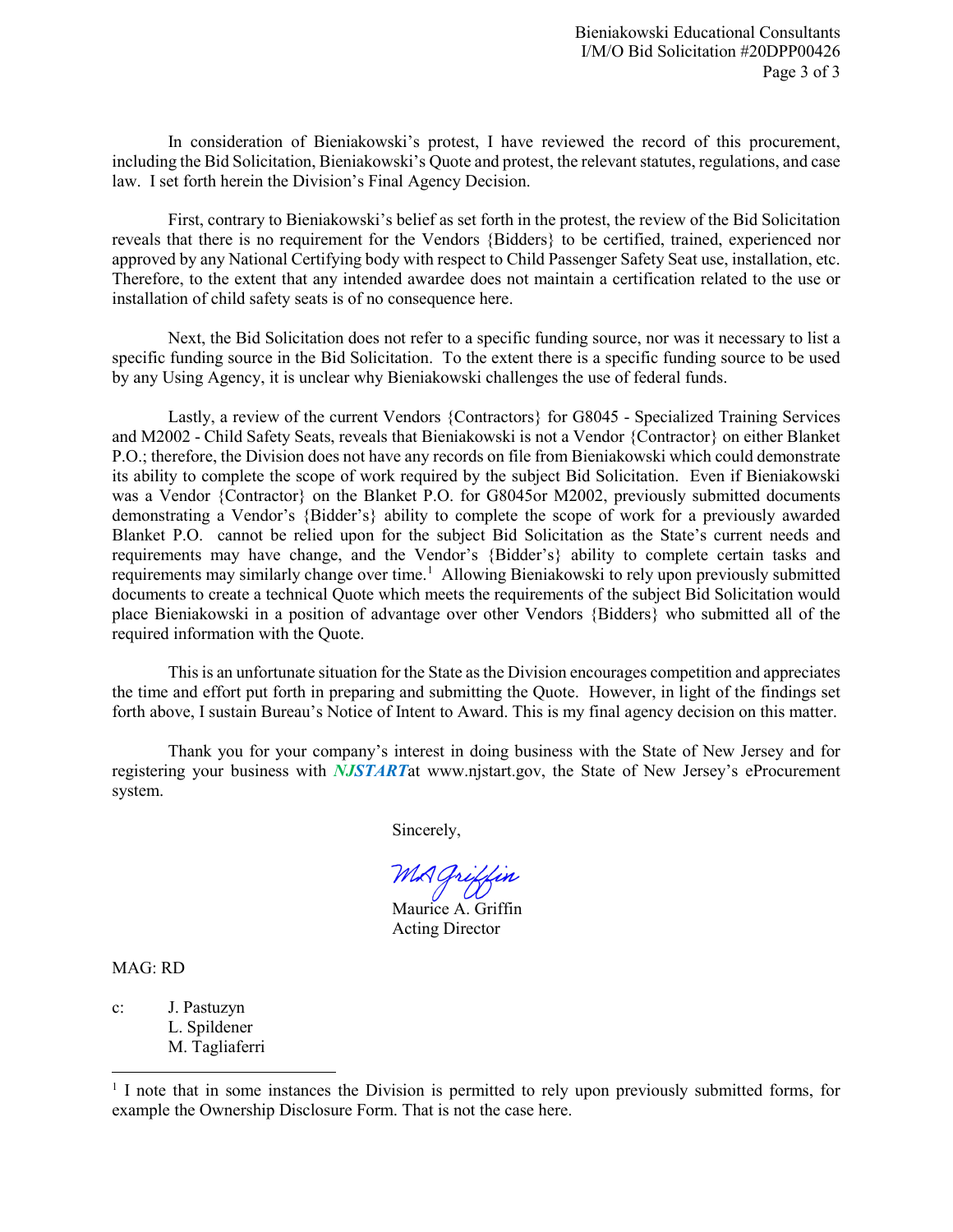In consideration of Bieniakowski's protest, I have reviewed the record of this procurement, including the Bid Solicitation, Bieniakowski's Quote and protest, the relevant statutes, regulations, and case law. I set forth herein the Division's Final Agency Decision.

First, contrary to Bieniakowski's belief as set forth in the protest, the review of the Bid Solicitation reveals that there is no requirement for the Vendors {Bidders} to be certified, trained, experienced nor approved by any National Certifying body with respect to Child Passenger Safety Seat use, installation, etc. Therefore, to the extent that any intended awardee does not maintain a certification related to the use or installation of child safety seats is of no consequence here.

Next, the Bid Solicitation does not refer to a specific funding source, nor was it necessary to list a specific funding source in the Bid Solicitation. To the extent there is a specific funding source to be used by any Using Agency, it is unclear why Bieniakowski challenges the use of federal funds.

Lastly, a review of the current Vendors {Contractors} for G8045 - Specialized Training Services and M2002 - Child Safety Seats, reveals that Bieniakowski is not a Vendor {Contractor} on either Blanket P.O.; therefore, the Division does not have any records on file from Bieniakowski which could demonstrate its ability to complete the scope of work required by the subject Bid Solicitation. Even if Bieniakowski was a Vendor {Contractor} on the Blanket P.O. for G8045or M2002, previously submitted documents demonstrating a Vendor's {Bidder's} ability to complete the scope of work for a previously awarded Blanket P.O. cannot be relied upon for the subject Bid Solicitation as the State's current needs and requirements may have change, and the Vendor's {Bidder's} ability to complete certain tasks and requirements may similarly change over time.[1] Allowing Bieniakowski to rely upon previously submitted documents to create a technical Quote which meets the requirements of the subject Bid Solicitation would place Bieniakowski in a position of advantage over other Vendors {Bidders} who submitted all of the required information with the Quote.

This is an unfortunate situation for the State as the Division encourages competition and appreciates the time and effort put forth in preparing and submitting the Quote. However, in light of the findings set forth above, I sustain Bureau's Notice of Intent to Award. This is my final agency decision on this matter.

Thank you for your company's interest in doing business with the State of New Jersey and for registering your business with ***NJSTART***at www.njstart.gov, the State of New Jersey's eProcurement system.

Sincerely,

MA Griffin

Maurice A. Griffin
Acting Director

MAG: RD

c: J. Pastuzyn
L. Spildener
M. Tagliaferri

[1] I note that in some instances the Division is permitted to rely upon previously submitted forms, for example the Ownership Disclosure Form. That is not the case here.